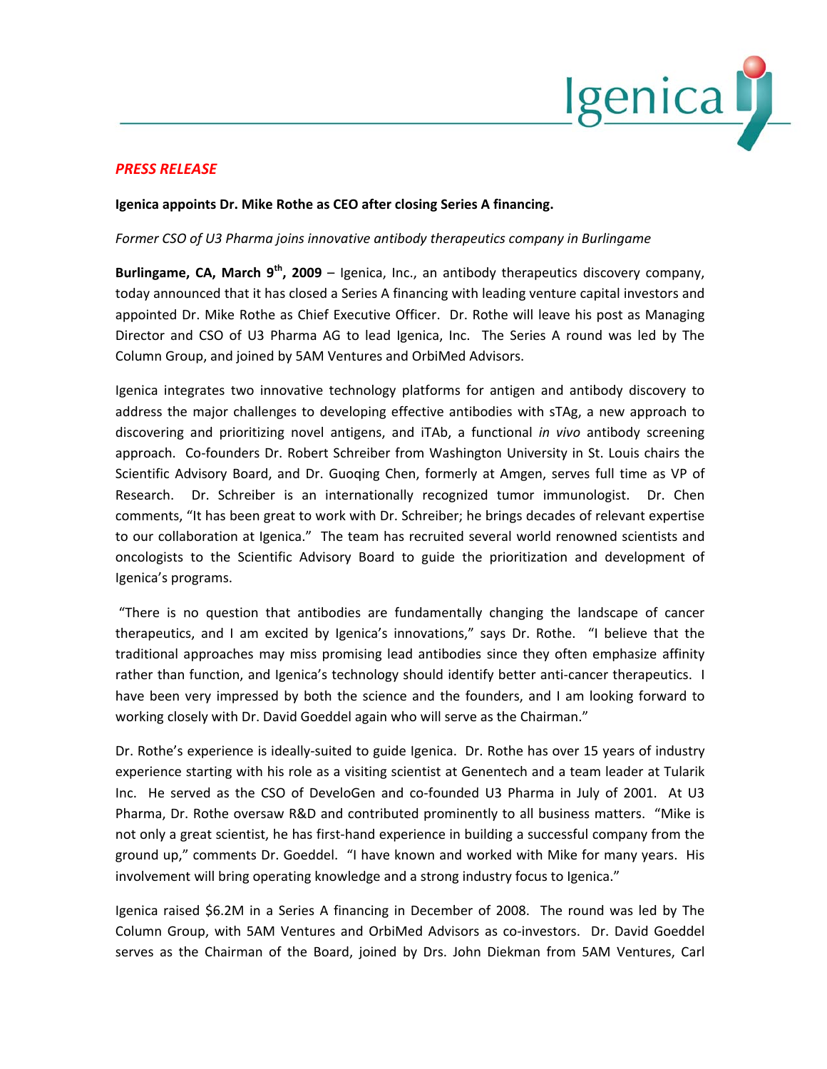Igenica

*PRESS RELEASE*

**Igenica appoints Dr. Mike Rothe as CEO after closing Series A financing.**

*Former CSO of U3 Pharma joins innovative antibody therapeutics company in Burlingame*

**Burlingame, CA, March 9th, 2009** – Igenica, Inc., an antibody therapeutics discovery company, today announced that it has closed a Series A financing with leading venture capital investors and appointed Dr. Mike Rothe as Chief Executive Officer. Dr. Rothe will leave his post as Managing Director and CSO of U3 Pharma AG to lead Igenica, Inc. The Series A round was led by The Column Group, and joined by 5AM Ventures and OrbiMed Advisors.

Igenica integrates two innovative technology platforms for antigen and antibody discovery to address the major challenges to developing effective antibodies with sTAg, a new approach to discovering and prioritizing novel antigens, and iTAb, a functional *in vivo* antibody screening approach. Co-founders Dr. Robert Schreiber from Washington University in St. Louis chairs the Scientific Advisory Board, and Dr. Guoqing Chen, formerly at Amgen, serves full time as VP of Research. Dr. Schreiber is an internationally recognized tumor immunologist. Dr. Chen comments, "It has been great to work with Dr. Schreiber; he brings decades of relevant expertise to our collaboration at Igenica." The team has recruited several world renowned scientists and oncologists to the Scientific Advisory Board to guide the prioritization and development of Igenica's programs.

"There is no question that antibodies are fundamentally changing the landscape of cancer therapeutics, and I am excited by Igenica's innovations," says Dr. Rothe. "I believe that the traditional approaches may miss promising lead antibodies since they often emphasize affinity rather than function, and Igenica's technology should identify better anti-cancer therapeutics. I have been very impressed by both the science and the founders, and I am looking forward to working closely with Dr. David Goeddel again who will serve as the Chairman."

Dr. Rothe's experience is ideally-suited to guide Igenica. Dr. Rothe has over 15 years of industry experience starting with his role as a visiting scientist at Genentech and a team leader at Tularik Inc. He served as the CSO of DeveloGen and co-founded U3 Pharma in July of 2001. At U3 Pharma, Dr. Rothe oversaw R&D and contributed prominently to all business matters. "Mike is not only a great scientist, he has first-hand experience in building a successful company from the ground up," comments Dr. Goeddel. "I have known and worked with Mike for many years. His involvement will bring operating knowledge and a strong industry focus to Igenica."

Igenica raised $6.2M in a Series A financing in December of 2008. The round was led by The Column Group, with 5AM Ventures and OrbiMed Advisors as co-investors. Dr. David Goeddel serves as the Chairman of the Board, joined by Drs. John Diekman from 5AM Ventures, Carl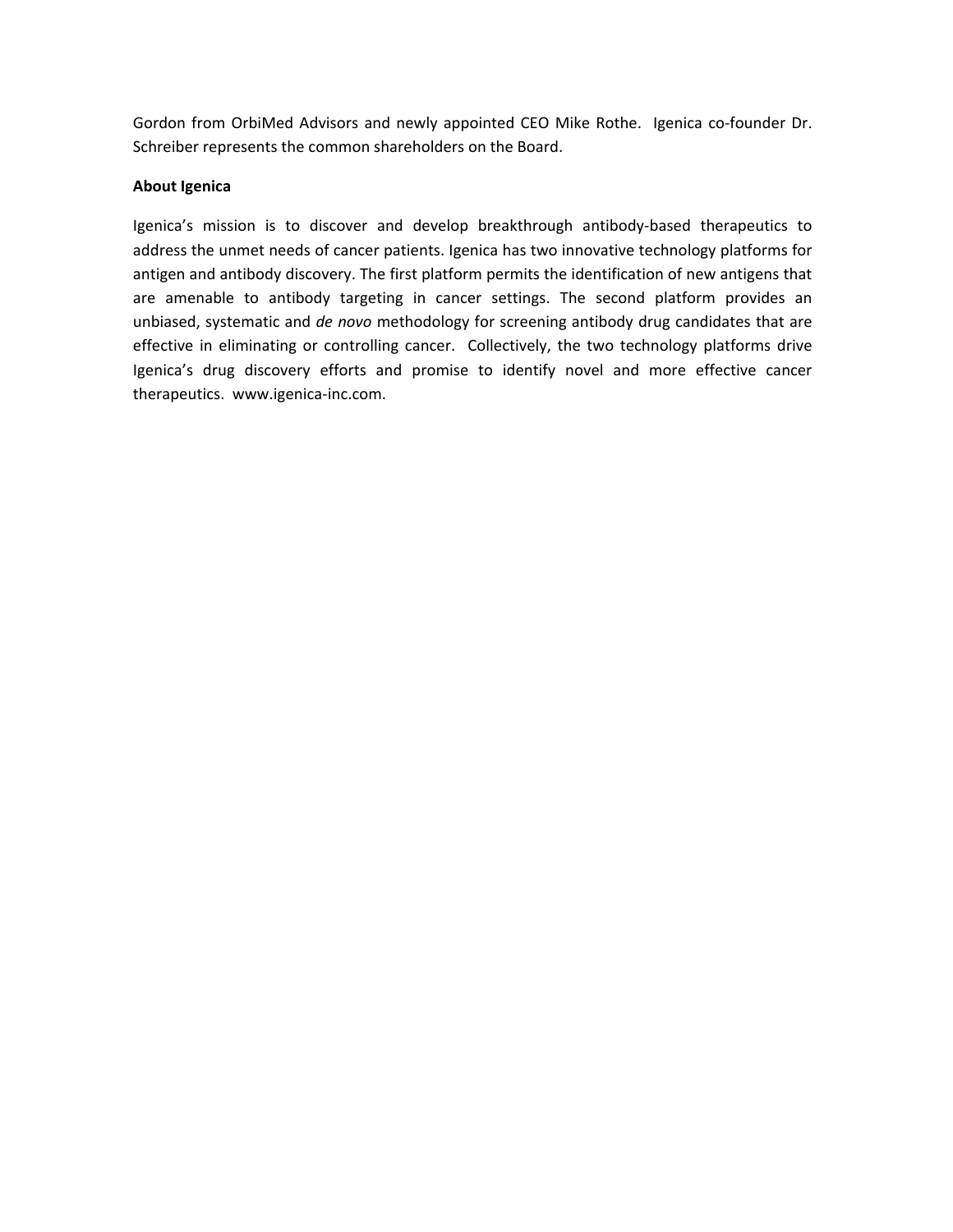Gordon from OrbiMed Advisors and newly appointed CEO Mike Rothe. Igenica co-founder Dr. Schreiber represents the common shareholders on the Board.

**About Igenica**

Igenica's mission is to discover and develop breakthrough antibody-based therapeutics to address the unmet needs of cancer patients. Igenica has two innovative technology platforms for antigen and antibody discovery. The first platform permits the identification of new antigens that are amenable to antibody targeting in cancer settings. The second platform provides an unbiased, systematic and *de novo* methodology for screening antibody drug candidates that are effective in eliminating or controlling cancer. Collectively, the two technology platforms drive Igenica's drug discovery efforts and promise to identify novel and more effective cancer therapeutics. www.igenica-inc.com.